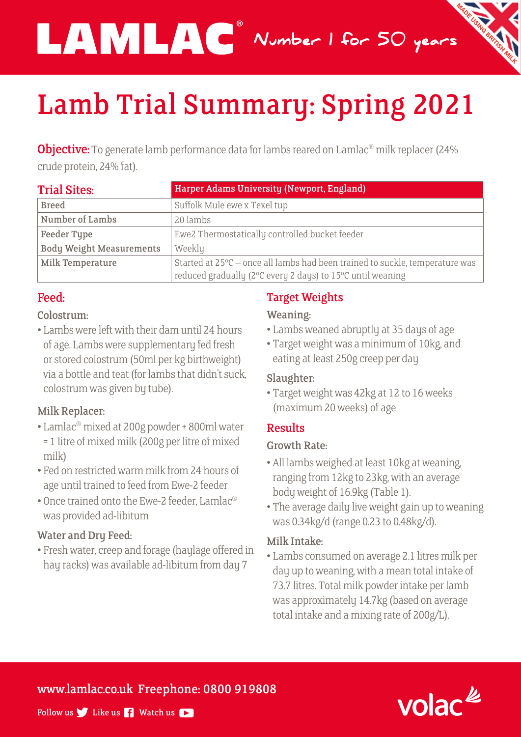# LAMLAC® Number 1 for 50 years

MADE USING BRITISH MILK

# Lamb Trial Summary: Spring 2021

**Objective:** To generate lamb performance data for lambs reared on Lamlac® milk replacer (24% crude protein, 24% fat).

| Trial Sites: | Harper Adams University (Newport, England) |
|---|---|
| Breed | Suffolk Mule ewe x Texel tup |
| Number of Lambs | 20 lambs |
| Feeder Type | Ewe2 Thermostatically controlled bucket feeder |
| Body Weight Measurements | Weekly |
| Milk Temperature | Started at 25°C – once all lambs had been trained to suckle, temperature was reduced gradually (2°C every 2 days) to 15°C until weaning |

## Feed:

### Colostrum:

- Lambs were left with their dam until 24 hours of age. Lambs were supplementary fed fresh or stored colostrum (50ml per kg birthweight) via a bottle and teat (for lambs that didn't suck, colostrum was given by tube).

### Milk Replacer:

- Lamlac® mixed at 200g powder + 800ml water = 1 litre of mixed milk (200g per litre of mixed milk)
- Fed on restricted warm milk from 24 hours of age until trained to feed from Ewe-2 feeder
- Once trained onto the Ewe-2 feeder, Lamlac® was provided ad-libitum

### Water and Dry Feed:

- Fresh water, creep and forage (haylage offered in hay racks) was available ad-libitum from day 7

## Target Weights

### Weaning:

- Lambs weaned abruptly at 35 days of age
- Target weight was a minimum of 10kg, and eating at least 250g creep per day

### Slaughter:

- Target weight was 42kg at 12 to 16 weeks (maximum 20 weeks) of age

## Results

### Growth Rate:

- All lambs weighed at least 10kg at weaning, ranging from 12kg to 23kg, with an average body weight of 16.9kg (Table 1).
- The average daily live weight gain up to weaning was 0.34kg/d (range 0.23 to 0.48kg/d).

### Milk Intake:

- Lambs consumed on average 2.1 litres milk per day up to weaning, with a mean total intake of 73.7 litres. Total milk powder intake per lamb was approximately 14.7kg (based on average total intake and a mixing rate of 200g/L).

www.lamlac.co.uk Freephone: 0800 919808

Follow us Like us Watch us

volac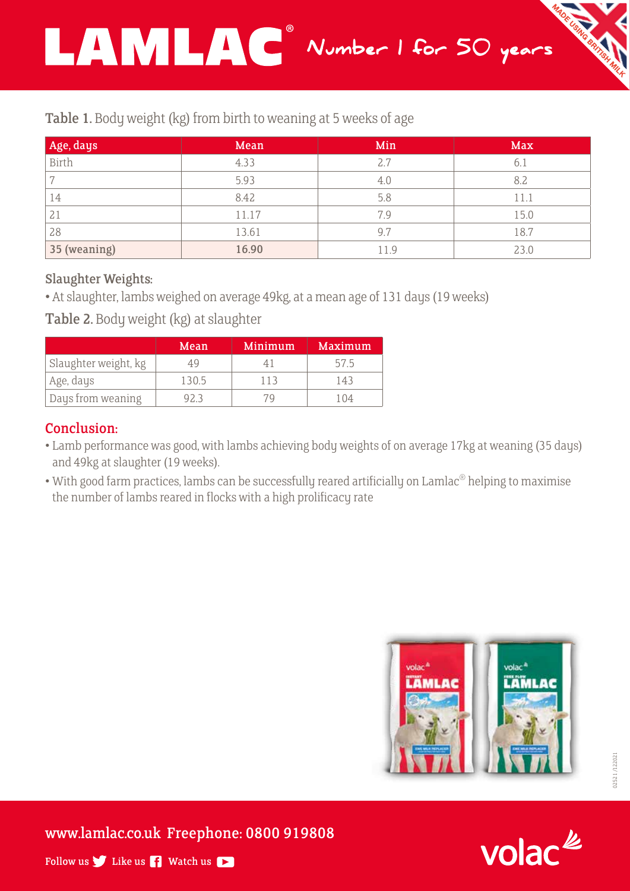# LAMLAC® Number 1 for 50 years

MADE USING BRITISH MILK

**Table 1.** Body weight (kg) from birth to weaning at 5 weeks of age

| Age, days | Mean | Min | Max |
|---|---|---|---|
| Birth | 4.33 | 2.7 | 6.1 |
| 7 | 5.93 | 4.0 | 8.2 |
| 14 | 8.42 | 5.8 | 11.1 |
| 21 | 11.17 | 7.9 | 15.0 |
| 28 | 13.61 | 9.7 | 18.7 |
| **35 (weaning)** | **16.90** | 11.9 | 23.0 |

### Slaughter Weights:

- At slaughter, lambs weighed on average 49kg, at a mean age of 131 days (19 weeks)

**Table 2.** Body weight (kg) at slaughter

| | Mean | Minimum | Maximum |
|---|---|---|---|
| Slaughter weight, kg | 49 | 41 | 57.5 |
| Age, days | 130.5 | 113 | 143 |
| Days from weaning | 92.3 | 79 | 104 |

### Conclusion:

- Lamb performance was good, with lambs achieving body weights of on average 17kg at weaning (35 days) and 49kg at slaughter (19 weeks).
- With good farm practices, lambs can be successfully reared artificially on Lamlac® helping to maximise the number of lambs reared in flocks with a high prolificacy rate

www.lamlac.co.uk Freephone: 0800 919808

Follow us Like us Watch us

volac